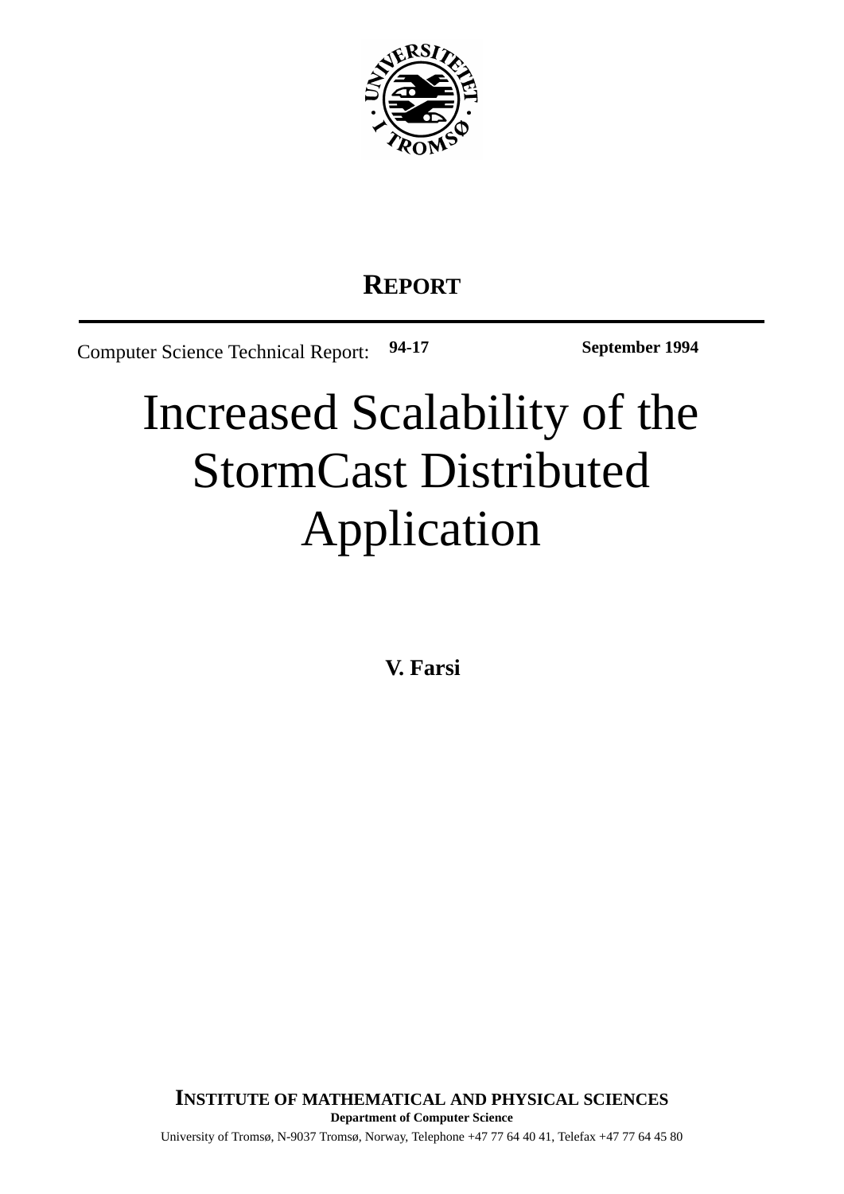**REPORT**

Computer Science Technical Report: **94-17** **September 1994**

# Increased Scalability of the StormCast Distributed Application

**V. Farsi**

**INSTITUTE OF MATHEMATICAL AND PHYSICAL SCIENCES**

**Department of Computer Science**

University of Tromsø, N-9037 Tromsø, Norway, Telephone +47 77 64 40 41, Telefax +47 77 64 45 80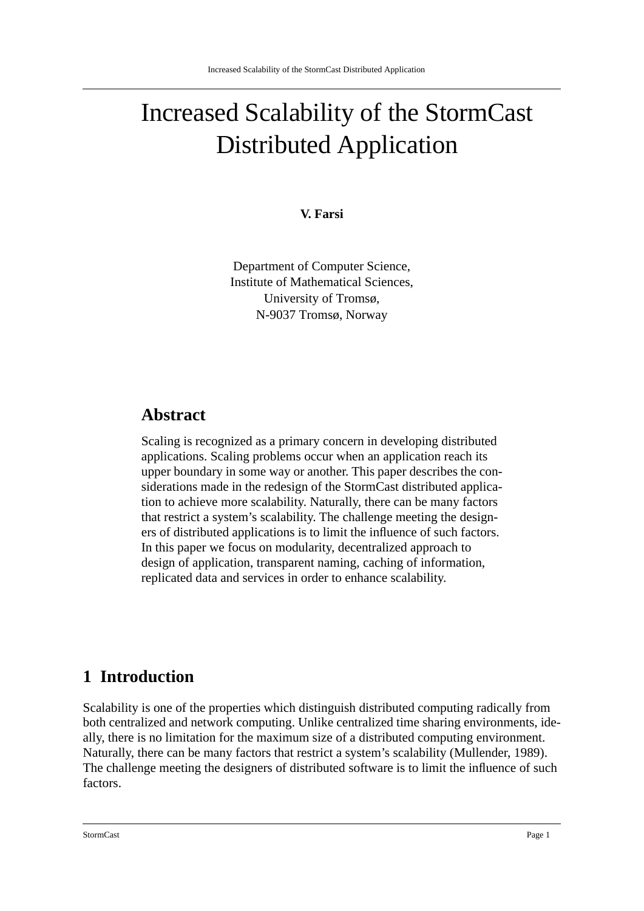# Increased Scalability of the StormCast Distributed Application

**V. Farsi**

Department of Computer Science,
Institute of Mathematical Sciences,
University of Tromsø,
N-9037 Tromsø, Norway

## Abstract

Scaling is recognized as a primary concern in developing distributed applications. Scaling problems occur when an application reach its upper boundary in some way or another. This paper describes the considerations made in the redesign of the StormCast distributed application to achieve more scalability. Naturally, there can be many factors that restrict a system's scalability. The challenge meeting the designers of distributed applications is to limit the influence of such factors. In this paper we focus on modularity, decentralized approach to design of application, transparent naming, caching of information, replicated data and services in order to enhance scalability.

## 1 Introduction

Scalability is one of the properties which distinguish distributed computing radically from both centralized and network computing. Unlike centralized time sharing environments, ideally, there is no limitation for the maximum size of a distributed computing environment. Naturally, there can be many factors that restrict a system's scalability (Mullender, 1989). The challenge meeting the designers of distributed software is to limit the influence of such factors.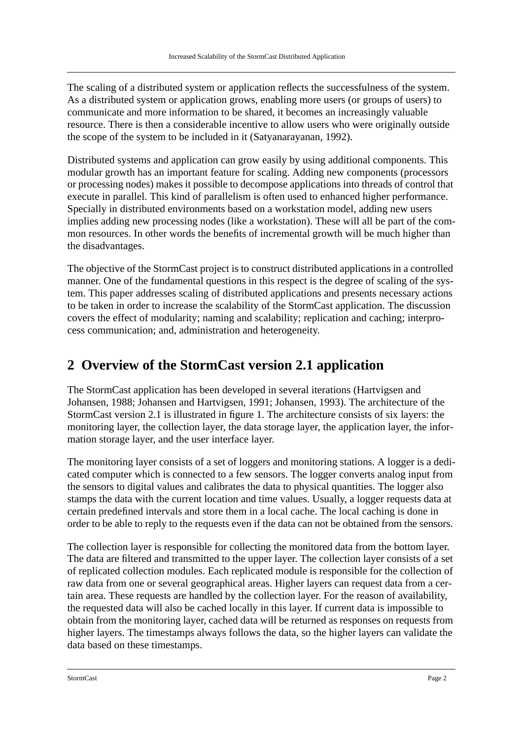The scaling of a distributed system or application reflects the successfulness of the system. As a distributed system or application grows, enabling more users (or groups of users) to communicate and more information to be shared, it becomes an increasingly valuable resource. There is then a considerable incentive to allow users who were originally outside the scope of the system to be included in it (Satyanarayanan, 1992).

Distributed systems and application can grow easily by using additional components. This modular growth has an important feature for scaling. Adding new components (processors or processing nodes) makes it possible to decompose applications into threads of control that execute in parallel. This kind of parallelism is often used to enhanced higher performance. Specially in distributed environments based on a workstation model, adding new users implies adding new processing nodes (like a workstation). These will all be part of the common resources. In other words the benefits of incremental growth will be much higher than the disadvantages.

The objective of the StormCast project is to construct distributed applications in a controlled manner. One of the fundamental questions in this respect is the degree of scaling of the system. This paper addresses scaling of distributed applications and presents necessary actions to be taken in order to increase the scalability of the StormCast application. The discussion covers the effect of modularity; naming and scalability; replication and caching; interprocess communication; and, administration and heterogeneity.

## 2 Overview of the StormCast version 2.1 application

The StormCast application has been developed in several iterations (Hartvigsen and Johansen, 1988; Johansen and Hartvigsen, 1991; Johansen, 1993). The architecture of the StormCast version 2.1 is illustrated in figure 1. The architecture consists of six layers: the monitoring layer, the collection layer, the data storage layer, the application layer, the information storage layer, and the user interface layer.

The monitoring layer consists of a set of loggers and monitoring stations. A logger is a dedicated computer which is connected to a few sensors. The logger converts analog input from the sensors to digital values and calibrates the data to physical quantities. The logger also stamps the data with the current location and time values. Usually, a logger requests data at certain predefined intervals and store them in a local cache. The local caching is done in order to be able to reply to the requests even if the data can not be obtained from the sensors.

The collection layer is responsible for collecting the monitored data from the bottom layer. The data are filtered and transmitted to the upper layer. The collection layer consists of a set of replicated collection modules. Each replicated module is responsible for the collection of raw data from one or several geographical areas. Higher layers can request data from a certain area. These requests are handled by the collection layer. For the reason of availability, the requested data will also be cached locally in this layer. If current data is impossible to obtain from the monitoring layer, cached data will be returned as responses on requests from higher layers. The timestamps always follows the data, so the higher layers can validate the data based on these timestamps.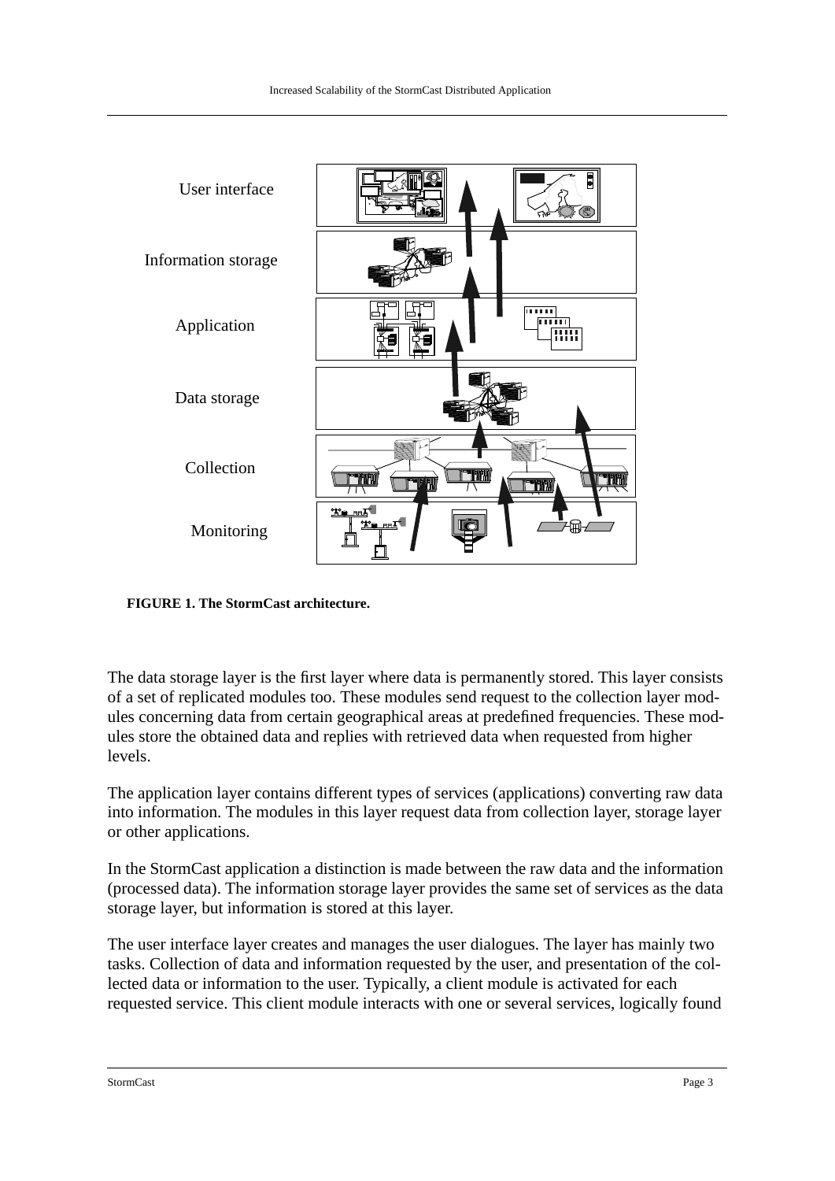**FIGURE 1. The StormCast architecture.**

The data storage layer is the first layer where data is permanently stored. This layer consists of a set of replicated modules too. These modules send request to the collection layer modules concerning data from certain geographical areas at predefined frequencies. These modules store the obtained data and replies with retrieved data when requested from higher levels.

The application layer contains different types of services (applications) converting raw data into information. The modules in this layer request data from collection layer, storage layer or other applications.

In the StormCast application a distinction is made between the raw data and the information (processed data). The information storage layer provides the same set of services as the data storage layer, but information is stored at this layer.

The user interface layer creates and manages the user dialogues. The layer has mainly two tasks. Collection of data and information requested by the user, and presentation of the collected data or information to the user. Typically, a client module is activated for each requested service. This client module interacts with one or several services, logically found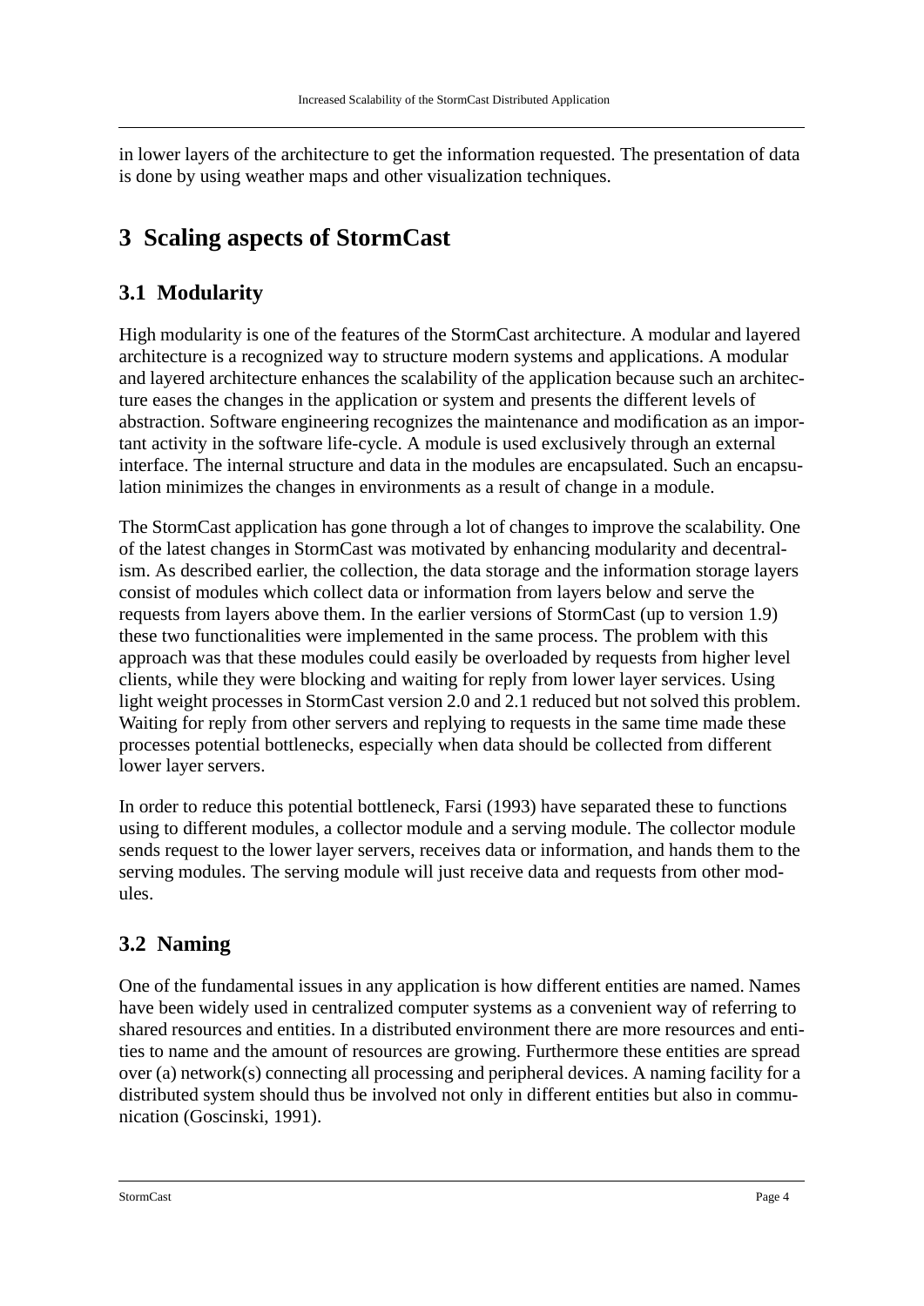in lower layers of the architecture to get the information requested. The presentation of data is done by using weather maps and other visualization techniques.

# 3 Scaling aspects of StormCast

## 3.1 Modularity

High modularity is one of the features of the StormCast architecture. A modular and layered architecture is a recognized way to structure modern systems and applications. A modular and layered architecture enhances the scalability of the application because such an architecture eases the changes in the application or system and presents the different levels of abstraction. Software engineering recognizes the maintenance and modification as an important activity in the software life-cycle. A module is used exclusively through an external interface. The internal structure and data in the modules are encapsulated. Such an encapsulation minimizes the changes in environments as a result of change in a module.

The StormCast application has gone through a lot of changes to improve the scalability. One of the latest changes in StormCast was motivated by enhancing modularity and decentralism. As described earlier, the collection, the data storage and the information storage layers consist of modules which collect data or information from layers below and serve the requests from layers above them. In the earlier versions of StormCast (up to version 1.9) these two functionalities were implemented in the same process. The problem with this approach was that these modules could easily be overloaded by requests from higher level clients, while they were blocking and waiting for reply from lower layer services. Using light weight processes in StormCast version 2.0 and 2.1 reduced but not solved this problem. Waiting for reply from other servers and replying to requests in the same time made these processes potential bottlenecks, especially when data should be collected from different lower layer servers.

In order to reduce this potential bottleneck, Farsi (1993) have separated these to functions using to different modules, a collector module and a serving module. The collector module sends request to the lower layer servers, receives data or information, and hands them to the serving modules. The serving module will just receive data and requests from other modules.

## 3.2 Naming

One of the fundamental issues in any application is how different entities are named. Names have been widely used in centralized computer systems as a convenient way of referring to shared resources and entities. In a distributed environment there are more resources and entities to name and the amount of resources are growing. Furthermore these entities are spread over (a) network(s) connecting all processing and peripheral devices. A naming facility for a distributed system should thus be involved not only in different entities but also in communication (Goscinski, 1991).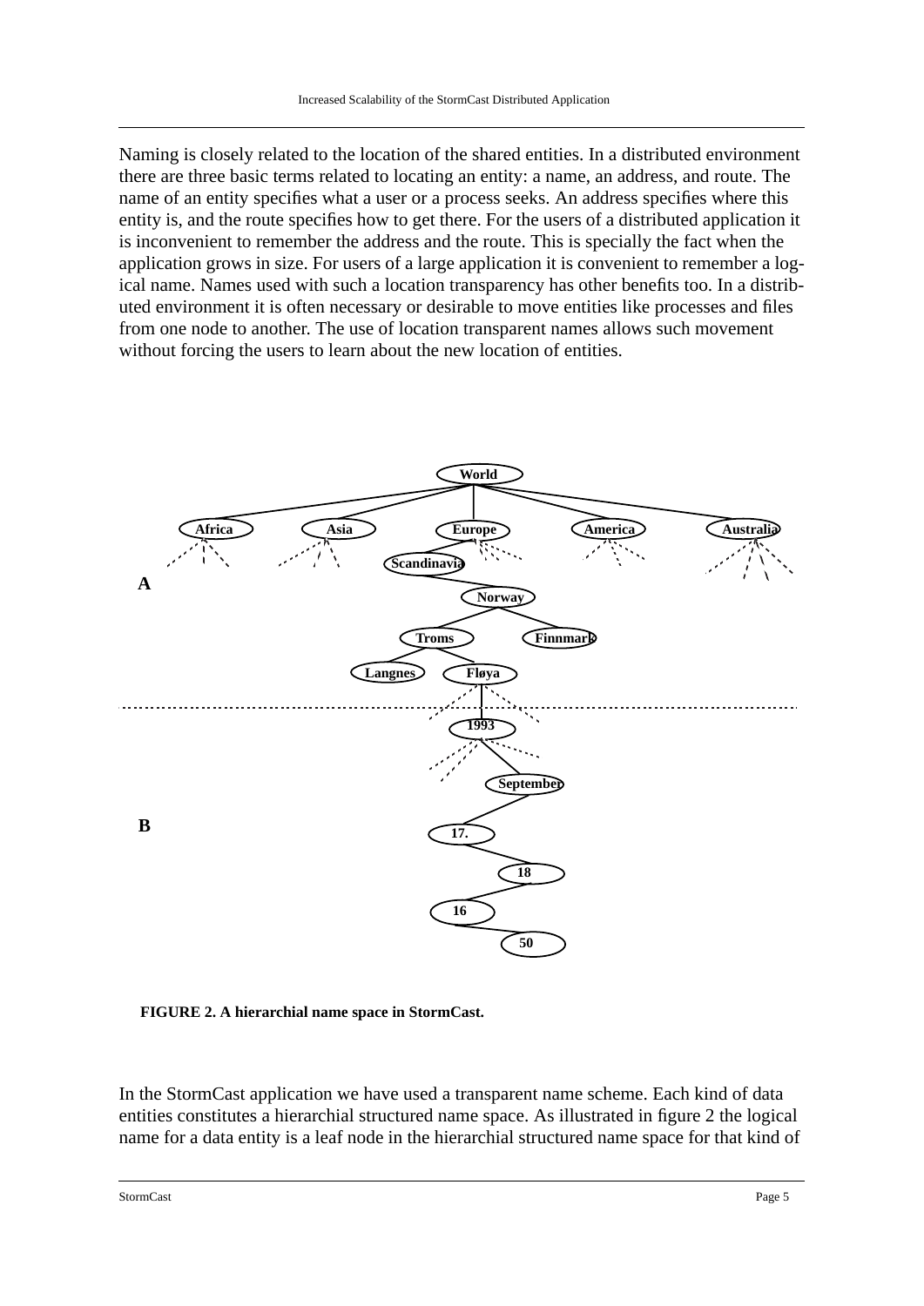Naming is closely related to the location of the shared entities. In a distributed environment there are three basic terms related to locating an entity: a name, an address, and route. The name of an entity specifies what a user or a process seeks. An address specifies where this entity is, and the route specifies how to get there. For the users of a distributed application it is inconvenient to remember the address and the route. This is specially the fact when the application grows in size. For users of a large application it is convenient to remember a logical name. Names used with such a location transparency has other benefits too. In a distributed environment it is often necessary or desirable to move entities like processes and files from one node to another. The use of location transparent names allows such movement without forcing the users to learn about the new location of entities.

**FIGURE 2. A hierarchial name space in StormCast.**

In the StormCast application we have used a transparent name scheme. Each kind of data entities constitutes a hierarchial structured name space. As illustrated in figure 2 the logical name for a data entity is a leaf node in the hierarchial structured name space for that kind of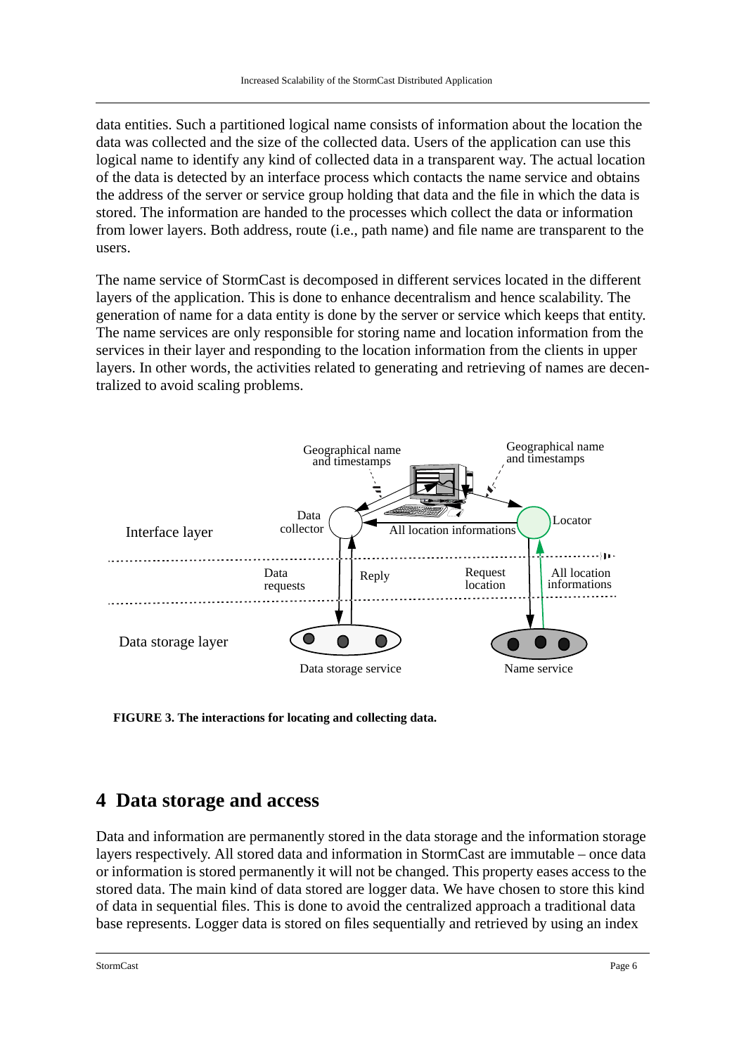data entities. Such a partitioned logical name consists of information about the location the data was collected and the size of the collected data. Users of the application can use this logical name to identify any kind of collected data in a transparent way. The actual location of the data is detected by an interface process which contacts the name service and obtains the address of the server or service group holding that data and the file in which the data is stored. The information are handed to the processes which collect the data or information from lower layers. Both address, route (i.e., path name) and file name are transparent to the users.

The name service of StormCast is decomposed in different services located in the different layers of the application. This is done to enhance decentralism and hence scalability. The generation of name for a data entity is done by the server or service which keeps that entity. The name services are only responsible for storing name and location information from the services in their layer and responding to the location information from the clients in upper layers. In other words, the activities related to generating and retrieving of names are decentralized to avoid scaling problems.

Geographical name and timestamps

Geographical name and timestamps

Interface layer

Data collector

All location informations

Locator

Data requests

Reply

Request location

All location informations

Data storage layer

Data storage service

Name service

**FIGURE 3. The interactions for locating and collecting data.**

## 4 Data storage and access

Data and information are permanently stored in the data storage and the information storage layers respectively. All stored data and information in StormCast are immutable – once data or information is stored permanently it will not be changed. This property eases access to the stored data. The main kind of data stored are logger data. We have chosen to store this kind of data in sequential files. This is done to avoid the centralized approach a traditional data base represents. Logger data is stored on files sequentially and retrieved by using an index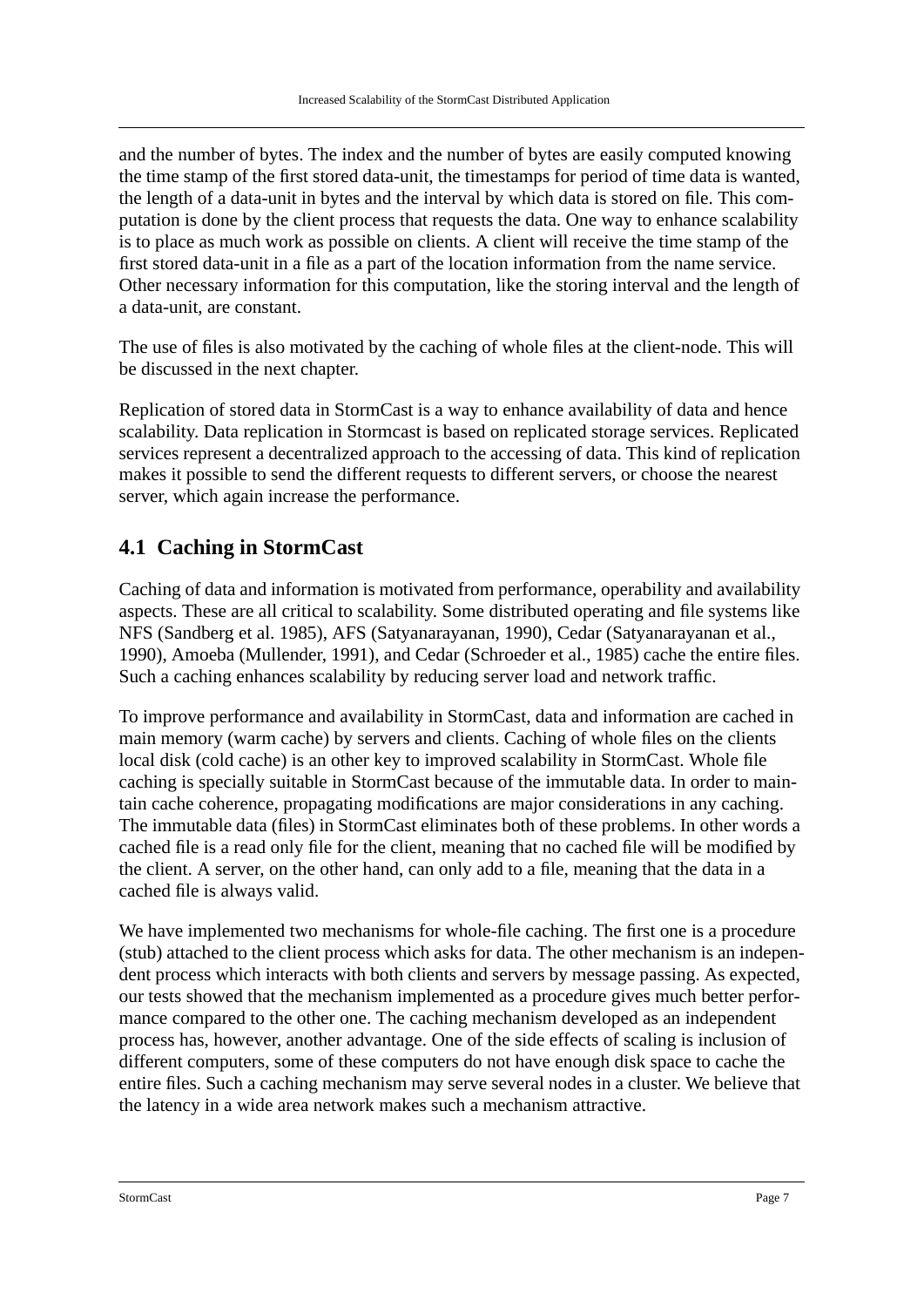and the number of bytes. The index and the number of bytes are easily computed knowing the time stamp of the first stored data-unit, the timestamps for period of time data is wanted, the length of a data-unit in bytes and the interval by which data is stored on file. This computation is done by the client process that requests the data. One way to enhance scalability is to place as much work as possible on clients. A client will receive the time stamp of the first stored data-unit in a file as a part of the location information from the name service. Other necessary information for this computation, like the storing interval and the length of a data-unit, are constant.

The use of files is also motivated by the caching of whole files at the client-node. This will be discussed in the next chapter.

Replication of stored data in StormCast is a way to enhance availability of data and hence scalability. Data replication in Stormcast is based on replicated storage services. Replicated services represent a decentralized approach to the accessing of data. This kind of replication makes it possible to send the different requests to different servers, or choose the nearest server, which again increase the performance.

## 4.1 Caching in StormCast

Caching of data and information is motivated from performance, operability and availability aspects. These are all critical to scalability. Some distributed operating and file systems like NFS (Sandberg et al. 1985), AFS (Satyanarayanan, 1990), Cedar (Satyanarayanan et al., 1990), Amoeba (Mullender, 1991), and Cedar (Schroeder et al., 1985) cache the entire files. Such a caching enhances scalability by reducing server load and network traffic.

To improve performance and availability in StormCast, data and information are cached in main memory (warm cache) by servers and clients. Caching of whole files on the clients local disk (cold cache) is an other key to improved scalability in StormCast. Whole file caching is specially suitable in StormCast because of the immutable data. In order to maintain cache coherence, propagating modifications are major considerations in any caching. The immutable data (files) in StormCast eliminates both of these problems. In other words a cached file is a read only file for the client, meaning that no cached file will be modified by the client. A server, on the other hand, can only add to a file, meaning that the data in a cached file is always valid.

We have implemented two mechanisms for whole-file caching. The first one is a procedure (stub) attached to the client process which asks for data. The other mechanism is an independent process which interacts with both clients and servers by message passing. As expected, our tests showed that the mechanism implemented as a procedure gives much better performance compared to the other one. The caching mechanism developed as an independent process has, however, another advantage. One of the side effects of scaling is inclusion of different computers, some of these computers do not have enough disk space to cache the entire files. Such a caching mechanism may serve several nodes in a cluster. We believe that the latency in a wide area network makes such a mechanism attractive.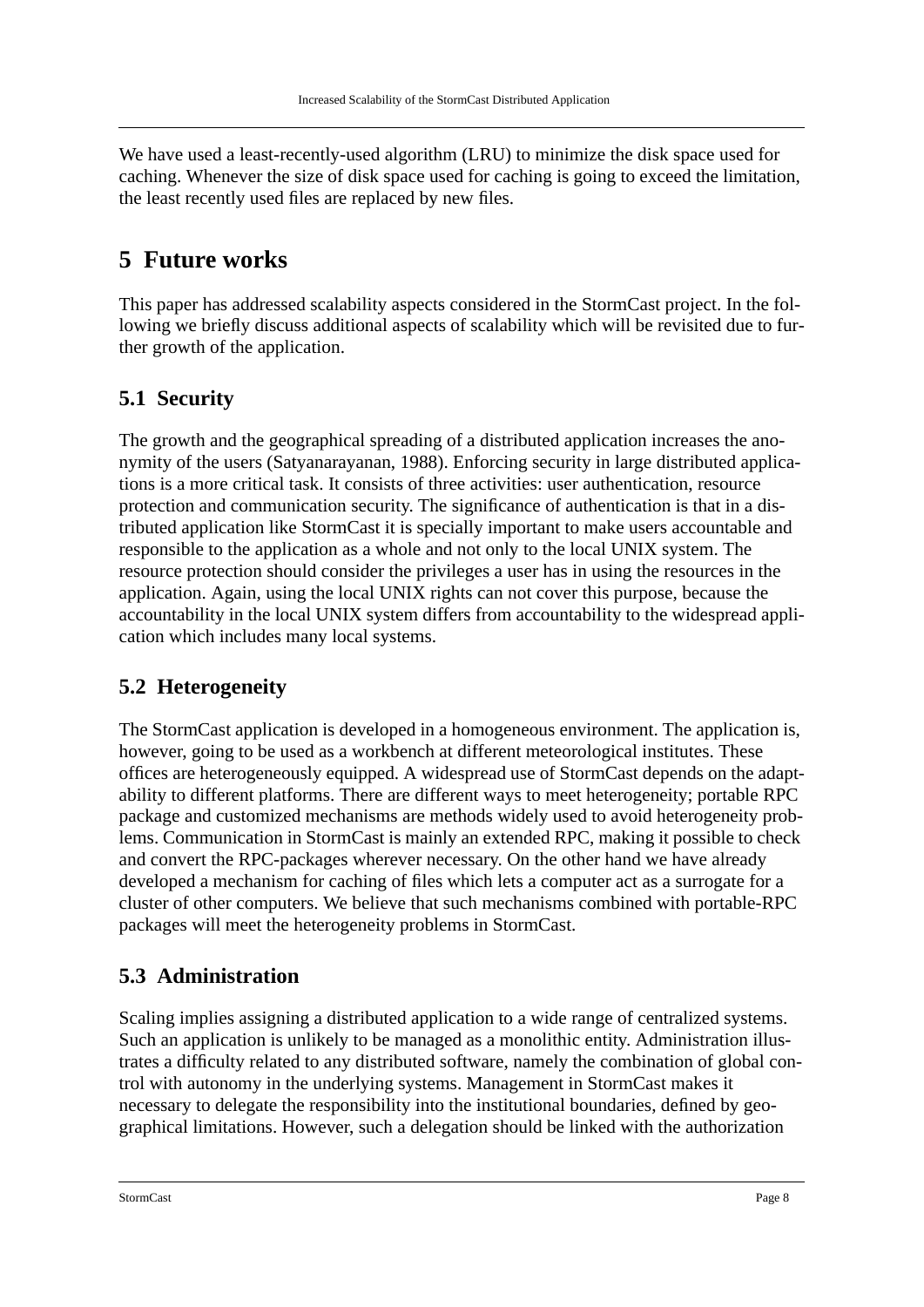We have used a least-recently-used algorithm (LRU) to minimize the disk space used for caching. Whenever the size of disk space used for caching is going to exceed the limitation, the least recently used files are replaced by new files.

# 5 Future works

This paper has addressed scalability aspects considered in the StormCast project. In the following we briefly discuss additional aspects of scalability which will be revisited due to further growth of the application.

## 5.1 Security

The growth and the geographical spreading of a distributed application increases the anonymity of the users (Satyanarayanan, 1988). Enforcing security in large distributed applications is a more critical task. It consists of three activities: user authentication, resource protection and communication security. The significance of authentication is that in a distributed application like StormCast it is specially important to make users accountable and responsible to the application as a whole and not only to the local UNIX system. The resource protection should consider the privileges a user has in using the resources in the application. Again, using the local UNIX rights can not cover this purpose, because the accountability in the local UNIX system differs from accountability to the widespread application which includes many local systems.

## 5.2 Heterogeneity

The StormCast application is developed in a homogeneous environment. The application is, however, going to be used as a workbench at different meteorological institutes. These offices are heterogeneously equipped. A widespread use of StormCast depends on the adaptability to different platforms. There are different ways to meet heterogeneity; portable RPC package and customized mechanisms are methods widely used to avoid heterogeneity problems. Communication in StormCast is mainly an extended RPC, making it possible to check and convert the RPC-packages wherever necessary. On the other hand we have already developed a mechanism for caching of files which lets a computer act as a surrogate for a cluster of other computers. We believe that such mechanisms combined with portable-RPC packages will meet the heterogeneity problems in StormCast.

## 5.3 Administration

Scaling implies assigning a distributed application to a wide range of centralized systems. Such an application is unlikely to be managed as a monolithic entity. Administration illustrates a difficulty related to any distributed software, namely the combination of global control with autonomy in the underlying systems. Management in StormCast makes it necessary to delegate the responsibility into the institutional boundaries, defined by geographical limitations. However, such a delegation should be linked with the authorization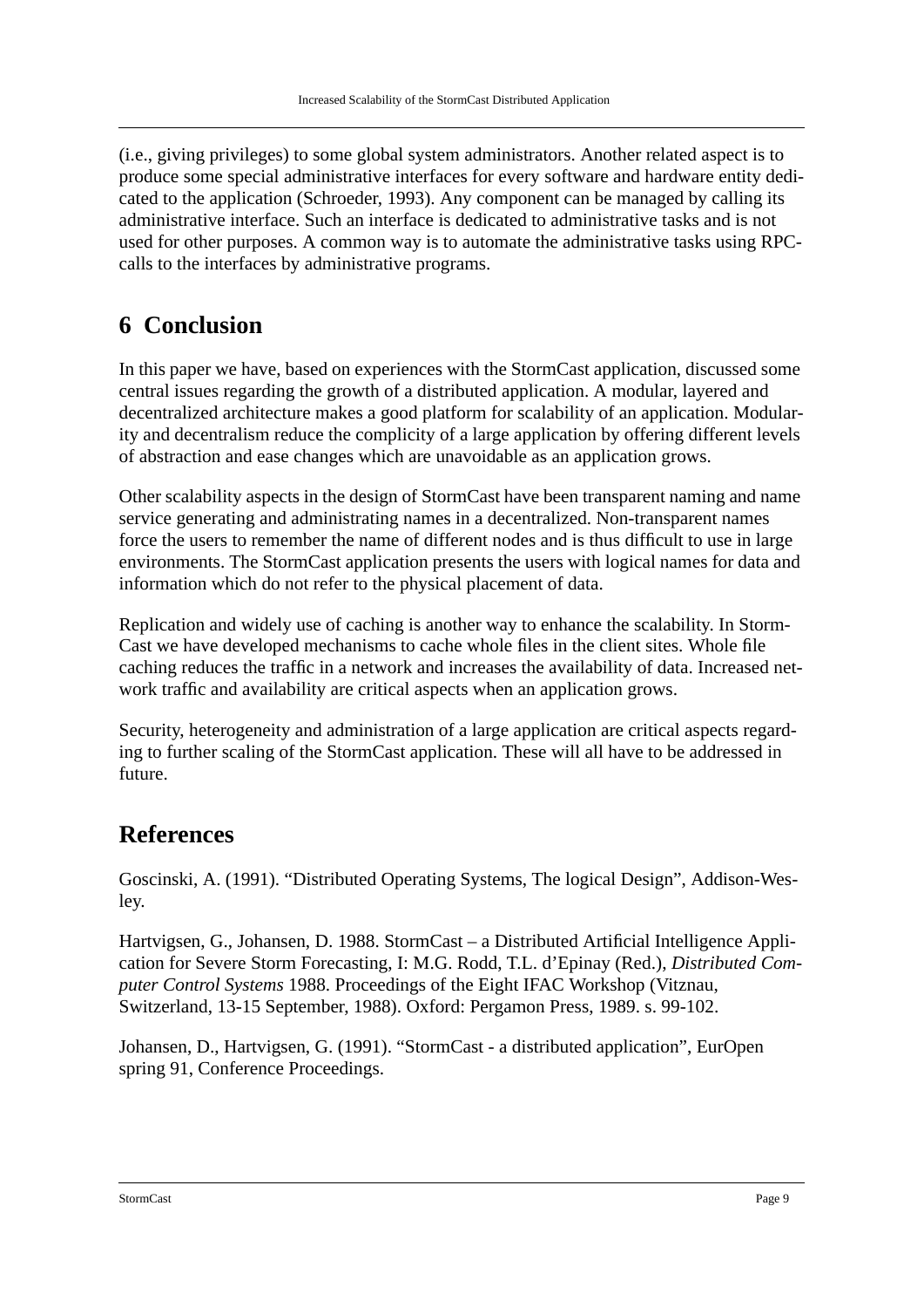(i.e., giving privileges) to some global system administrators. Another related aspect is to produce some special administrative interfaces for every software and hardware entity dedicated to the application (Schroeder, 1993). Any component can be managed by calling its administrative interface. Such an interface is dedicated to administrative tasks and is not used for other purposes. A common way is to automate the administrative tasks using RPC-calls to the interfaces by administrative programs.

# 6 Conclusion

In this paper we have, based on experiences with the StormCast application, discussed some central issues regarding the growth of a distributed application. A modular, layered and decentralized architecture makes a good platform for scalability of an application. Modularity and decentralism reduce the complicity of a large application by offering different levels of abstraction and ease changes which are unavoidable as an application grows.

Other scalability aspects in the design of StormCast have been transparent naming and name service generating and administrating names in a decentralized. Non-transparent names force the users to remember the name of different nodes and is thus difficult to use in large environments. The StormCast application presents the users with logical names for data and information which do not refer to the physical placement of data.

Replication and widely use of caching is another way to enhance the scalability. In StormCast we have developed mechanisms to cache whole files in the client sites. Whole file caching reduces the traffic in a network and increases the availability of data. Increased network traffic and availability are critical aspects when an application grows.

Security, heterogeneity and administration of a large application are critical aspects regarding to further scaling of the StormCast application. These will all have to be addressed in future.

# References

Goscinski, A. (1991). “Distributed Operating Systems, The logical Design”, Addison-Wesley.

Hartvigsen, G., Johansen, D. 1988. StormCast – a Distributed Artificial Intelligence Application for Severe Storm Forecasting, I: M.G. Rodd, T.L. d’Epinay (Red.), *Distributed Computer Control Systems* 1988. Proceedings of the Eight IFAC Workshop (Vitznau, Switzerland, 13-15 September, 1988). Oxford: Pergamon Press, 1989. s. 99-102.

Johansen, D., Hartvigsen, G. (1991). “StormCast - a distributed application”, EurOpen spring 91, Conference Proceedings.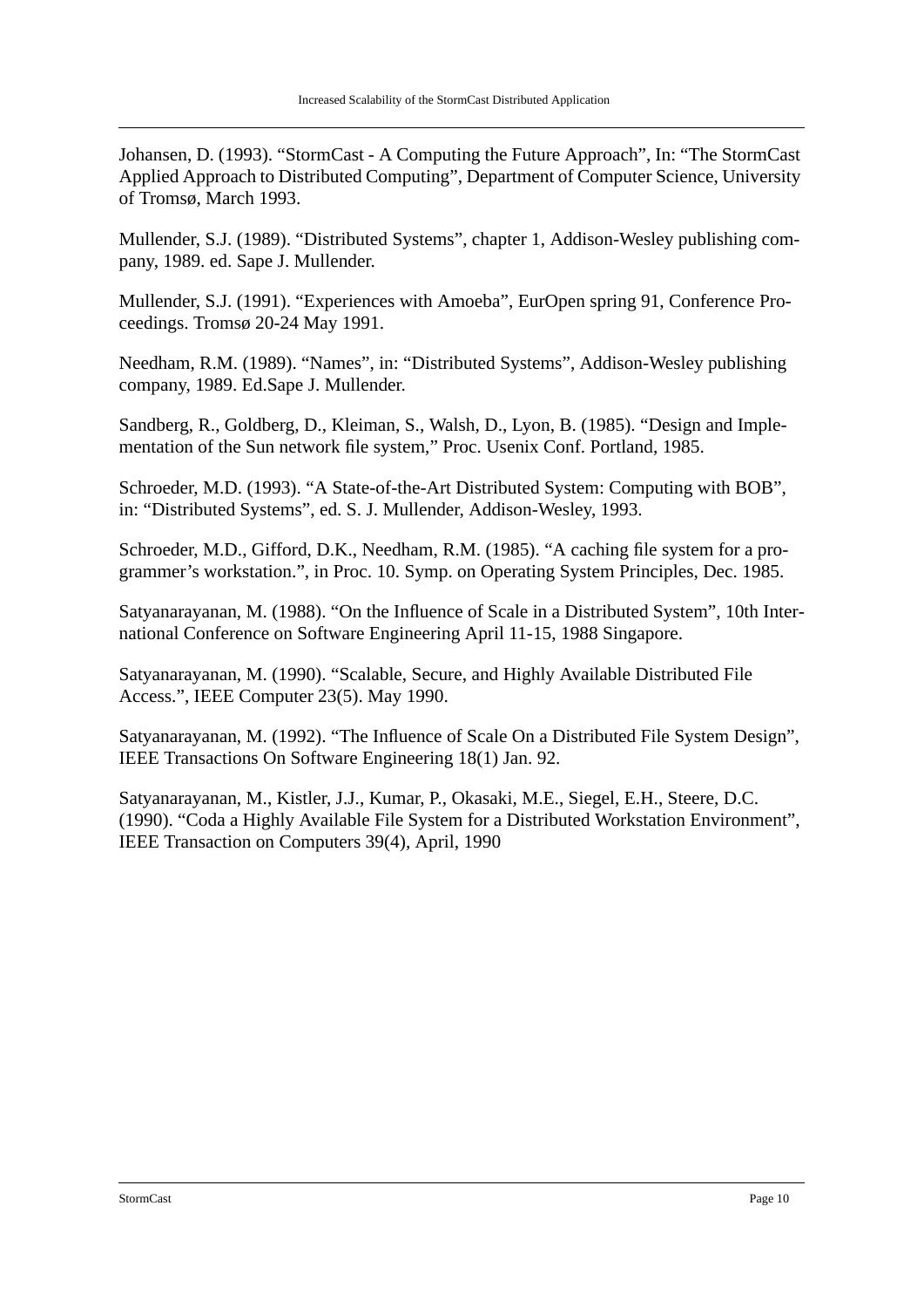Johansen, D. (1993). “StormCast - A Computing the Future Approach”, In: “The StormCast Applied Approach to Distributed Computing”, Department of Computer Science, University of Tromsø, March 1993.

Mullender, S.J. (1989). “Distributed Systems”, chapter 1, Addison-Wesley publishing company, 1989. ed. Sape J. Mullender.

Mullender, S.J. (1991). “Experiences with Amoeba”, EurOpen spring 91, Conference Proceedings. Tromsø 20-24 May 1991.

Needham, R.M. (1989). “Names”, in: “Distributed Systems”, Addison-Wesley publishing company, 1989. Ed.Sape J. Mullender.

Sandberg, R., Goldberg, D., Kleiman, S., Walsh, D., Lyon, B. (1985). “Design and Implementation of the Sun network file system,” Proc. Usenix Conf. Portland, 1985.

Schroeder, M.D. (1993). “A State-of-the-Art Distributed System: Computing with BOB”, in: “Distributed Systems”, ed. S. J. Mullender, Addison-Wesley, 1993.

Schroeder, M.D., Gifford, D.K., Needham, R.M. (1985). “A caching file system for a programmer’s workstation.”, in Proc. 10. Symp. on Operating System Principles, Dec. 1985.

Satyanarayanan, M. (1988). “On the Influence of Scale in a Distributed System”, 10th International Conference on Software Engineering April 11-15, 1988 Singapore.

Satyanarayanan, M. (1990). “Scalable, Secure, and Highly Available Distributed File Access.”, IEEE Computer 23(5). May 1990.

Satyanarayanan, M. (1992). “The Influence of Scale On a Distributed File System Design”, IEEE Transactions On Software Engineering 18(1) Jan. 92.

Satyanarayanan, M., Kistler, J.J., Kumar, P., Okasaki, M.E., Siegel, E.H., Steere, D.C. (1990). “Coda a Highly Available File System for a Distributed Workstation Environment”, IEEE Transaction on Computers 39(4), April, 1990